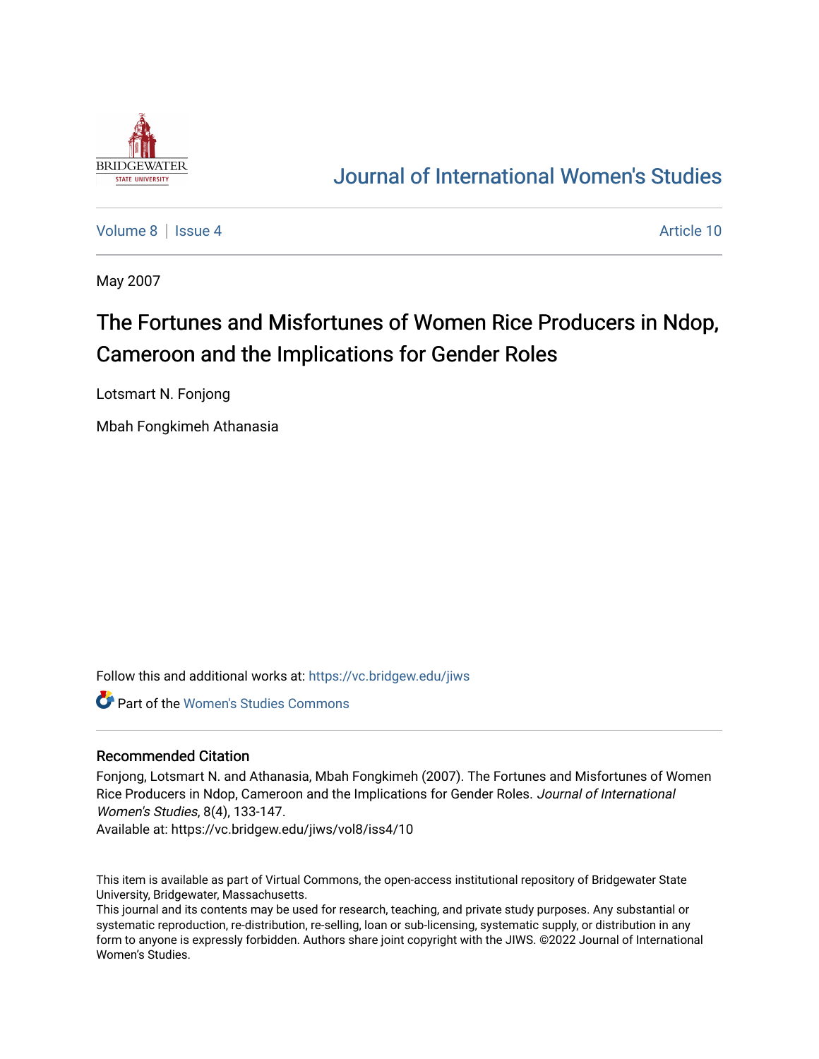# Journal of International Women's Studies

Volume 8 | Issue 4 Article 10

May 2007

## The Fortunes and Misfortunes of Women Rice Producers in Ndop, Cameroon and the Implications for Gender Roles

Lotsmart N. Fonjong

Mbah Fongkimeh Athanasia

Follow this and additional works at: https://vc.bridgew.edu/jiws

Part of the Women's Studies Commons

### Recommended Citation

Fonjong, Lotsmart N. and Athanasia, Mbah Fongkimeh (2007). The Fortunes and Misfortunes of Women Rice Producers in Ndop, Cameroon and the Implications for Gender Roles. *Journal of International Women's Studies*, 8(4), 133-147.
Available at: https://vc.bridgew.edu/jiws/vol8/iss4/10

This item is available as part of Virtual Commons, the open-access institutional repository of Bridgewater State University, Bridgewater, Massachusetts.
This journal and its contents may be used for research, teaching, and private study purposes. Any substantial or systematic reproduction, re-distribution, re-selling, loan or sub-licensing, systematic supply, or distribution in any form to anyone is expressly forbidden. Authors share joint copyright with the JIWS. ©2022 Journal of International Women's Studies.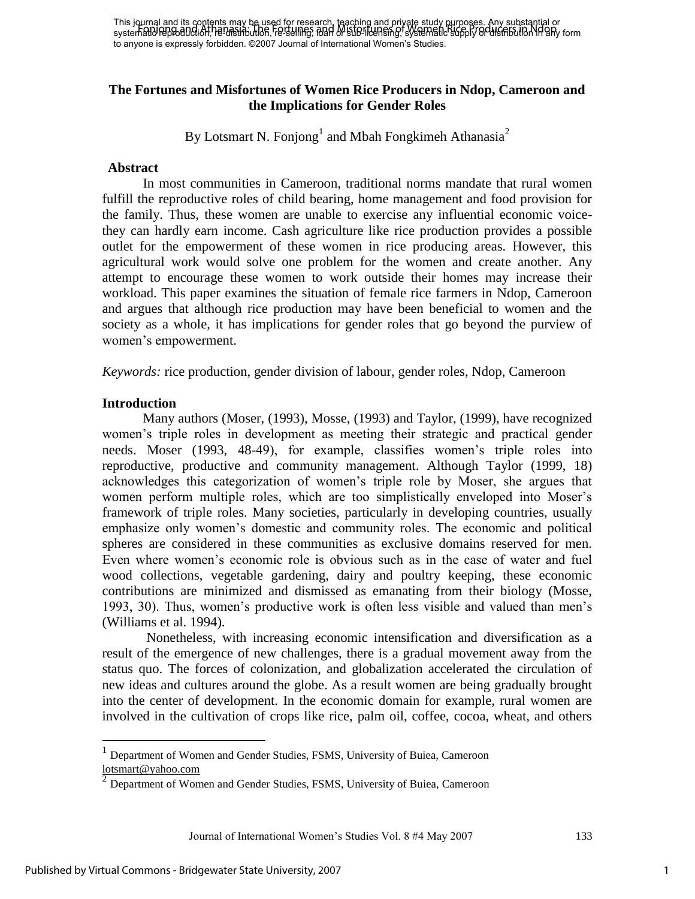This journal and its contents may be used for research, teaching and private study purposes. Any substantial or systematic reproduction, re-distribution, re-selling, loan or sub-licensing, systematic supply or distribution in any form to anyone is expressly forbidden. ©2007 Journal of International Women's Studies.

# The Fortunes and Misfortunes of Women Rice Producers in Ndop, Cameroon and the Implications for Gender Roles

By Lotsmart N. Fonjong[1] and Mbah Fongkimeh Athanasia[2]

## Abstract

In most communities in Cameroon, traditional norms mandate that rural women fulfill the reproductive roles of child bearing, home management and food provision for the family. Thus, these women are unable to exercise any influential economic voice-they can hardly earn income. Cash agriculture like rice production provides a possible outlet for the empowerment of these women in rice producing areas. However, this agricultural work would solve one problem for the women and create another. Any attempt to encourage these women to work outside their homes may increase their workload. This paper examines the situation of female rice farmers in Ndop, Cameroon and argues that although rice production may have been beneficial to women and the society as a whole, it has implications for gender roles that go beyond the purview of women's empowerment.

*Keywords:* rice production, gender division of labour, gender roles, Ndop, Cameroon

## Introduction

Many authors (Moser, (1993), Mosse, (1993) and Taylor, (1999), have recognized women's triple roles in development as meeting their strategic and practical gender needs. Moser (1993, 48-49), for example, classifies women's triple roles into reproductive, productive and community management. Although Taylor (1999, 18) acknowledges this categorization of women's triple role by Moser, she argues that women perform multiple roles, which are too simplistically enveloped into Moser's framework of triple roles. Many societies, particularly in developing countries, usually emphasize only women's domestic and community roles. The economic and political spheres are considered in these communities as exclusive domains reserved for men. Even where women's economic role is obvious such as in the case of water and fuel wood collections, vegetable gardening, dairy and poultry keeping, these economic contributions are minimized and dismissed as emanating from their biology (Mosse, 1993, 30). Thus, women's productive work is often less visible and valued than men's (Williams et al. 1994).

Nonetheless, with increasing economic intensification and diversification as a result of the emergence of new challenges, there is a gradual movement away from the status quo. The forces of colonization, and globalization accelerated the circulation of new ideas and cultures around the globe. As a result women are being gradually brought into the center of development. In the economic domain for example, rural women are involved in the cultivation of crops like rice, palm oil, coffee, cocoa, wheat, and others

[1] Department of Women and Gender Studies, FSMS, University of Buiea, Cameroon lotsmart@yahoo.com

[2] Department of Women and Gender Studies, FSMS, University of Buiea, Cameroon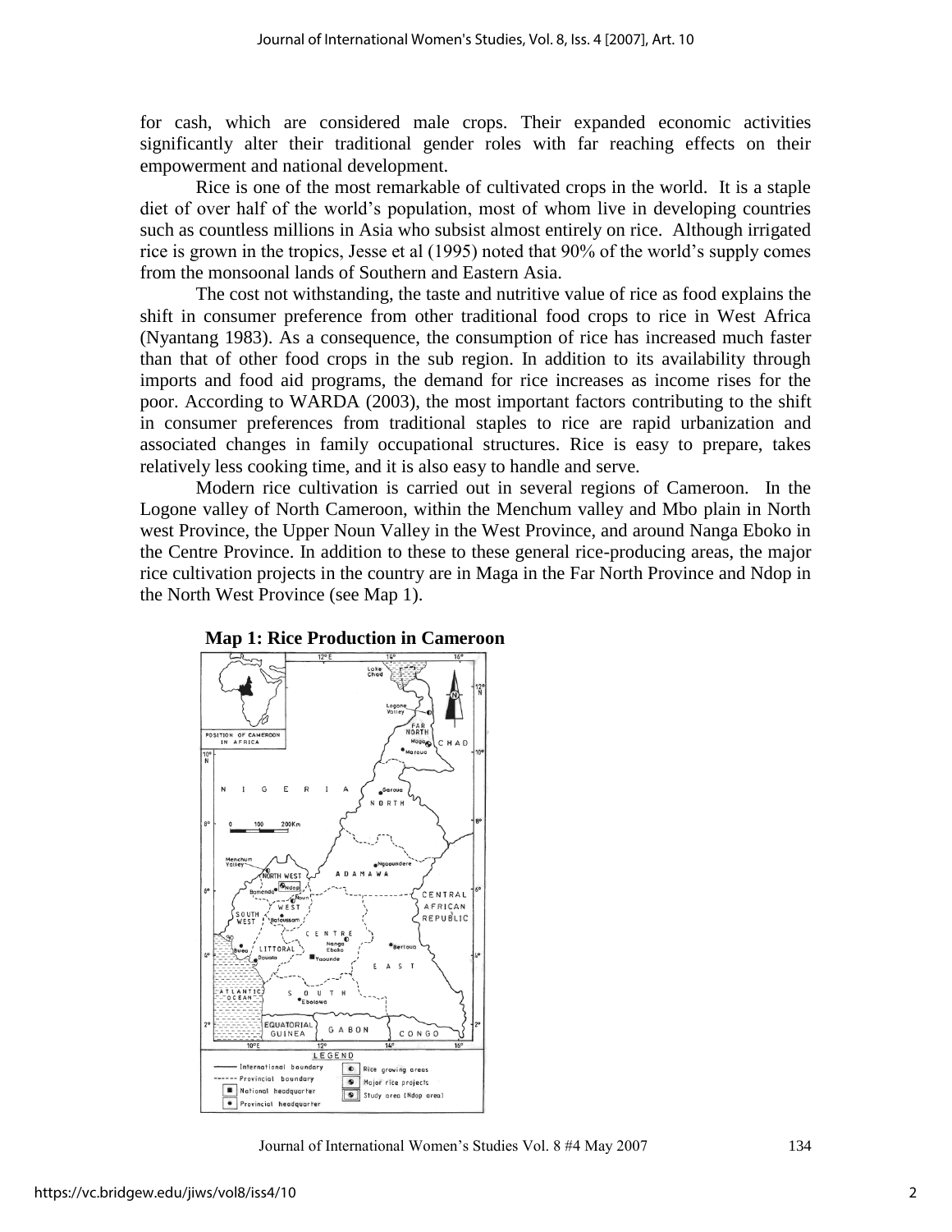for cash, which are considered male crops. Their expanded economic activities significantly alter their traditional gender roles with far reaching effects on their empowerment and national development.

Rice is one of the most remarkable of cultivated crops in the world. It is a staple diet of over half of the world's population, most of whom live in developing countries such as countless millions in Asia who subsist almost entirely on rice. Although irrigated rice is grown in the tropics, Jesse et al (1995) noted that 90% of the world's supply comes from the monsoonal lands of Southern and Eastern Asia.

The cost not withstanding, the taste and nutritive value of rice as food explains the shift in consumer preference from other traditional food crops to rice in West Africa (Nyantang 1983). As a consequence, the consumption of rice has increased much faster than that of other food crops in the sub region. In addition to its availability through imports and food aid programs, the demand for rice increases as income rises for the poor. According to WARDA (2003), the most important factors contributing to the shift in consumer preferences from traditional staples to rice are rapid urbanization and associated changes in family occupational structures. Rice is easy to prepare, takes relatively less cooking time, and it is also easy to handle and serve.

Modern rice cultivation is carried out in several regions of Cameroon. In the Logone valley of North Cameroon, within the Menchum valley and Mbo plain in North west Province, the Upper Noun Valley in the West Province, and around Nanga Eboko in the Centre Province. In addition to these to these general rice-producing areas, the major rice cultivation projects in the country are in Maga in the Far North Province and Ndop in the North West Province (see Map 1).

**Map 1: Rice Production in Cameroon**

POSITION OF CAMEROON IN AFRICA

Lake Chad
Logone Valley
FAR NORTH
Maga
Maroua
CHAD
NIGERIA
Garoua
NORTH
0 100 200Km
Menchum Valley
NORTH WEST
Ngaoundere
ADAMAWA
Bamenda
Ndop
Noun
WEST
SOUTH WEST
Bafoussam
CENTRAL AFRICAN REPUBLIC
CENTRE
Nanga Eboko
Bertoua
Buea
LITTORAL
Douala
Yaounde
EAST
ATLANTIC OCEAN
SOUTH
Ebolowa
EQUATORIAL GUINEA
GABON
CONGO
12°E 14° 16° 12° N 10° N 10° 8° 6° 4° 2° 10°E

LEGEND
International boundary
Provincial boundary
National headquarter
Provincial headquarter
Rice growing areas
Major rice projects
Study area (Ndop area)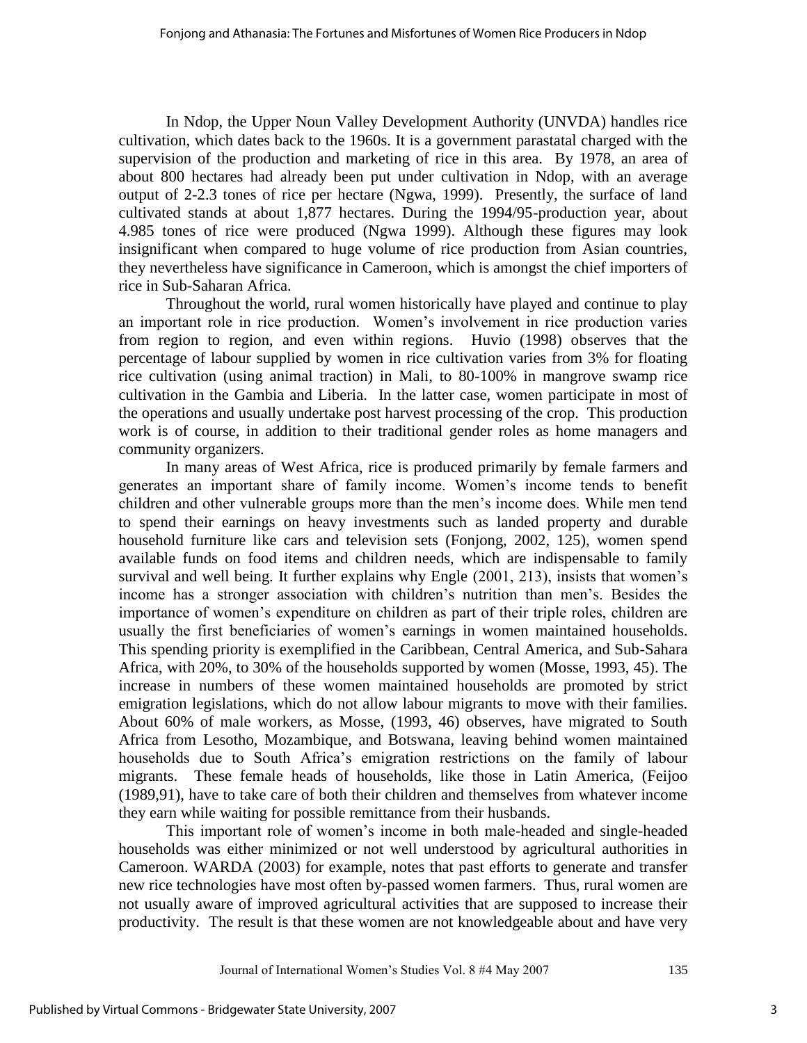In Ndop, the Upper Noun Valley Development Authority (UNVDA) handles rice cultivation, which dates back to the 1960s. It is a government parastatal charged with the supervision of the production and marketing of rice in this area. By 1978, an area of about 800 hectares had already been put under cultivation in Ndop, with an average output of 2-2.3 tones of rice per hectare (Ngwa, 1999). Presently, the surface of land cultivated stands at about 1,877 hectares. During the 1994/95-production year, about 4.985 tones of rice were produced (Ngwa 1999). Although these figures may look insignificant when compared to huge volume of rice production from Asian countries, they nevertheless have significance in Cameroon, which is amongst the chief importers of rice in Sub-Saharan Africa.

Throughout the world, rural women historically have played and continue to play an important role in rice production. Women's involvement in rice production varies from region to region, and even within regions. Huvio (1998) observes that the percentage of labour supplied by women in rice cultivation varies from 3% for floating rice cultivation (using animal traction) in Mali, to 80-100% in mangrove swamp rice cultivation in the Gambia and Liberia. In the latter case, women participate in most of the operations and usually undertake post harvest processing of the crop. This production work is of course, in addition to their traditional gender roles as home managers and community organizers.

In many areas of West Africa, rice is produced primarily by female farmers and generates an important share of family income. Women's income tends to benefit children and other vulnerable groups more than the men's income does. While men tend to spend their earnings on heavy investments such as landed property and durable household furniture like cars and television sets (Fonjong, 2002, 125), women spend available funds on food items and children needs, which are indispensable to family survival and well being. It further explains why Engle (2001, 213), insists that women's income has a stronger association with children's nutrition than men's. Besides the importance of women's expenditure on children as part of their triple roles, children are usually the first beneficiaries of women's earnings in women maintained households. This spending priority is exemplified in the Caribbean, Central America, and Sub-Sahara Africa, with 20%, to 30% of the households supported by women (Mosse, 1993, 45). The increase in numbers of these women maintained households are promoted by strict emigration legislations, which do not allow labour migrants to move with their families. About 60% of male workers, as Mosse, (1993, 46) observes, have migrated to South Africa from Lesotho, Mozambique, and Botswana, leaving behind women maintained households due to South Africa's emigration restrictions on the family of labour migrants. These female heads of households, like those in Latin America, (Feijoo (1989,91), have to take care of both their children and themselves from whatever income they earn while waiting for possible remittance from their husbands.

This important role of women's income in both male-headed and single-headed households was either minimized or not well understood by agricultural authorities in Cameroon. WARDA (2003) for example, notes that past efforts to generate and transfer new rice technologies have most often by-passed women farmers. Thus, rural women are not usually aware of improved agricultural activities that are supposed to increase their productivity. The result is that these women are not knowledgeable about and have very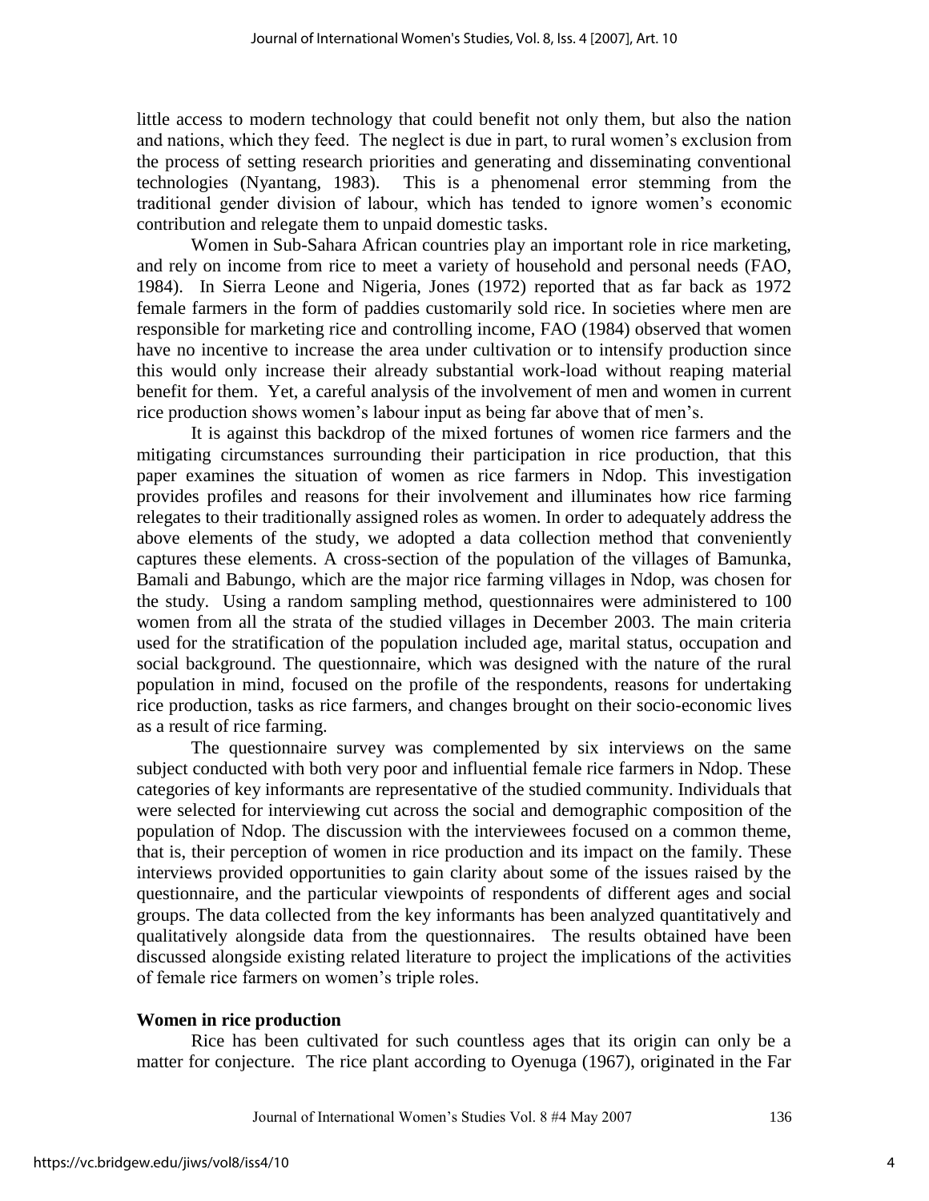little access to modern technology that could benefit not only them, but also the nation and nations, which they feed. The neglect is due in part, to rural women's exclusion from the process of setting research priorities and generating and disseminating conventional technologies (Nyantang, 1983). This is a phenomenal error stemming from the traditional gender division of labour, which has tended to ignore women's economic contribution and relegate them to unpaid domestic tasks.

Women in Sub-Sahara African countries play an important role in rice marketing, and rely on income from rice to meet a variety of household and personal needs (FAO, 1984). In Sierra Leone and Nigeria, Jones (1972) reported that as far back as 1972 female farmers in the form of paddies customarily sold rice. In societies where men are responsible for marketing rice and controlling income, FAO (1984) observed that women have no incentive to increase the area under cultivation or to intensify production since this would only increase their already substantial work-load without reaping material benefit for them. Yet, a careful analysis of the involvement of men and women in current rice production shows women's labour input as being far above that of men's.

It is against this backdrop of the mixed fortunes of women rice farmers and the mitigating circumstances surrounding their participation in rice production, that this paper examines the situation of women as rice farmers in Ndop. This investigation provides profiles and reasons for their involvement and illuminates how rice farming relegates to their traditionally assigned roles as women. In order to adequately address the above elements of the study, we adopted a data collection method that conveniently captures these elements. A cross-section of the population of the villages of Bamunka, Bamali and Babungo, which are the major rice farming villages in Ndop, was chosen for the study. Using a random sampling method, questionnaires were administered to 100 women from all the strata of the studied villages in December 2003. The main criteria used for the stratification of the population included age, marital status, occupation and social background. The questionnaire, which was designed with the nature of the rural population in mind, focused on the profile of the respondents, reasons for undertaking rice production, tasks as rice farmers, and changes brought on their socio-economic lives as a result of rice farming.

The questionnaire survey was complemented by six interviews on the same subject conducted with both very poor and influential female rice farmers in Ndop. These categories of key informants are representative of the studied community. Individuals that were selected for interviewing cut across the social and demographic composition of the population of Ndop. The discussion with the interviewees focused on a common theme, that is, their perception of women in rice production and its impact on the family. These interviews provided opportunities to gain clarity about some of the issues raised by the questionnaire, and the particular viewpoints of respondents of different ages and social groups. The data collected from the key informants has been analyzed quantitatively and qualitatively alongside data from the questionnaires. The results obtained have been discussed alongside existing related literature to project the implications of the activities of female rice farmers on women's triple roles.

### Women in rice production

Rice has been cultivated for such countless ages that its origin can only be a matter for conjecture. The rice plant according to Oyenuga (1967), originated in the Far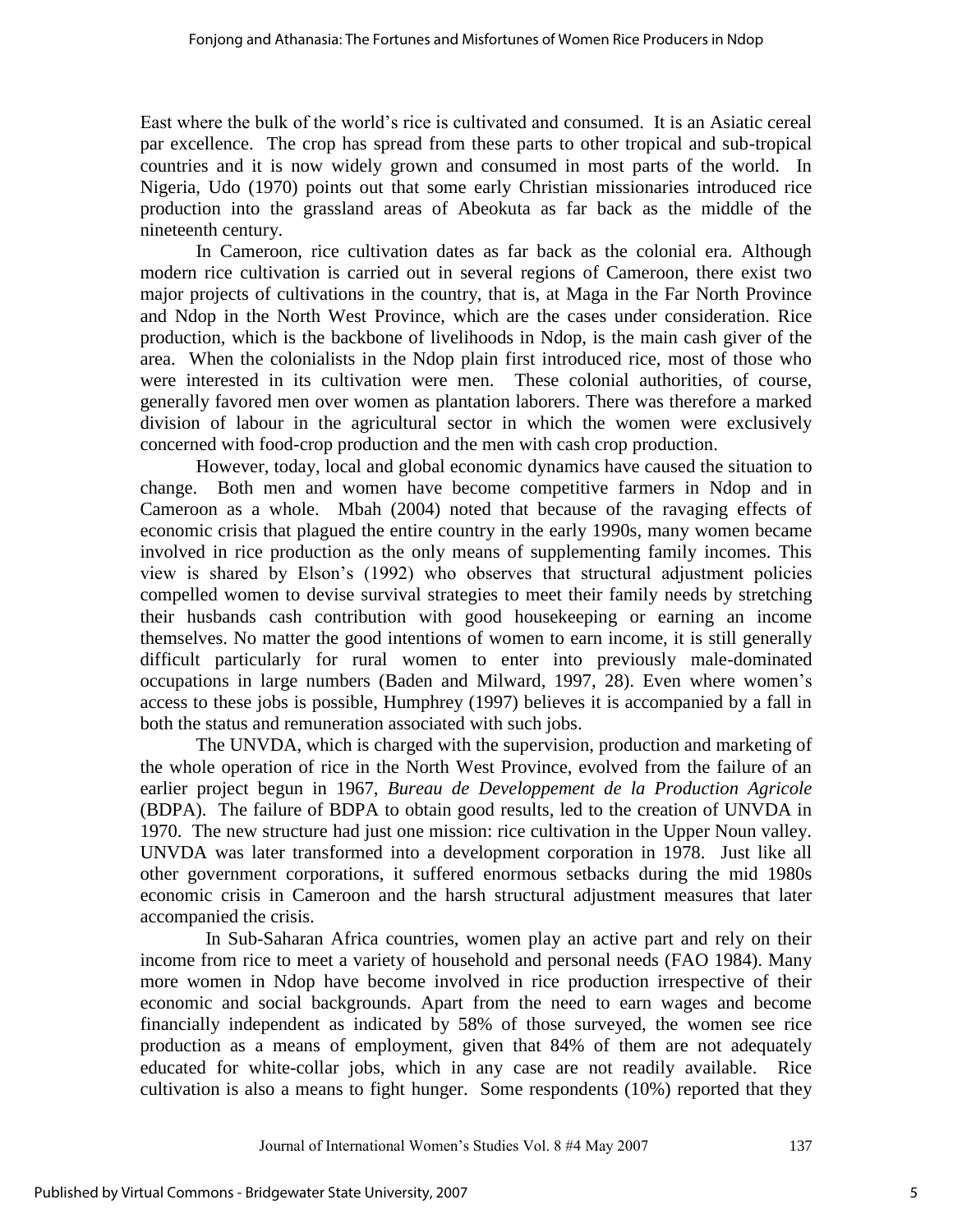East where the bulk of the world's rice is cultivated and consumed. It is an Asiatic cereal par excellence. The crop has spread from these parts to other tropical and sub-tropical countries and it is now widely grown and consumed in most parts of the world. In Nigeria, Udo (1970) points out that some early Christian missionaries introduced rice production into the grassland areas of Abeokuta as far back as the middle of the nineteenth century.

In Cameroon, rice cultivation dates as far back as the colonial era. Although modern rice cultivation is carried out in several regions of Cameroon, there exist two major projects of cultivations in the country, that is, at Maga in the Far North Province and Ndop in the North West Province, which are the cases under consideration. Rice production, which is the backbone of livelihoods in Ndop, is the main cash giver of the area. When the colonialists in the Ndop plain first introduced rice, most of those who were interested in its cultivation were men. These colonial authorities, of course, generally favored men over women as plantation laborers. There was therefore a marked division of labour in the agricultural sector in which the women were exclusively concerned with food-crop production and the men with cash crop production.

However, today, local and global economic dynamics have caused the situation to change. Both men and women have become competitive farmers in Ndop and in Cameroon as a whole. Mbah (2004) noted that because of the ravaging effects of economic crisis that plagued the entire country in the early 1990s, many women became involved in rice production as the only means of supplementing family incomes. This view is shared by Elson's (1992) who observes that structural adjustment policies compelled women to devise survival strategies to meet their family needs by stretching their husbands cash contribution with good housekeeping or earning an income themselves. No matter the good intentions of women to earn income, it is still generally difficult particularly for rural women to enter into previously male-dominated occupations in large numbers (Baden and Milward, 1997, 28). Even where women's access to these jobs is possible, Humphrey (1997) believes it is accompanied by a fall in both the status and remuneration associated with such jobs.

The UNVDA, which is charged with the supervision, production and marketing of the whole operation of rice in the North West Province, evolved from the failure of an earlier project begun in 1967, *Bureau de Developpement de la Production Agricole* (BDPA). The failure of BDPA to obtain good results, led to the creation of UNVDA in 1970. The new structure had just one mission: rice cultivation in the Upper Noun valley. UNVDA was later transformed into a development corporation in 1978. Just like all other government corporations, it suffered enormous setbacks during the mid 1980s economic crisis in Cameroon and the harsh structural adjustment measures that later accompanied the crisis.

In Sub-Saharan Africa countries, women play an active part and rely on their income from rice to meet a variety of household and personal needs (FAO 1984). Many more women in Ndop have become involved in rice production irrespective of their economic and social backgrounds. Apart from the need to earn wages and become financially independent as indicated by 58% of those surveyed, the women see rice production as a means of employment, given that 84% of them are not adequately educated for white-collar jobs, which in any case are not readily available. Rice cultivation is also a means to fight hunger. Some respondents (10%) reported that they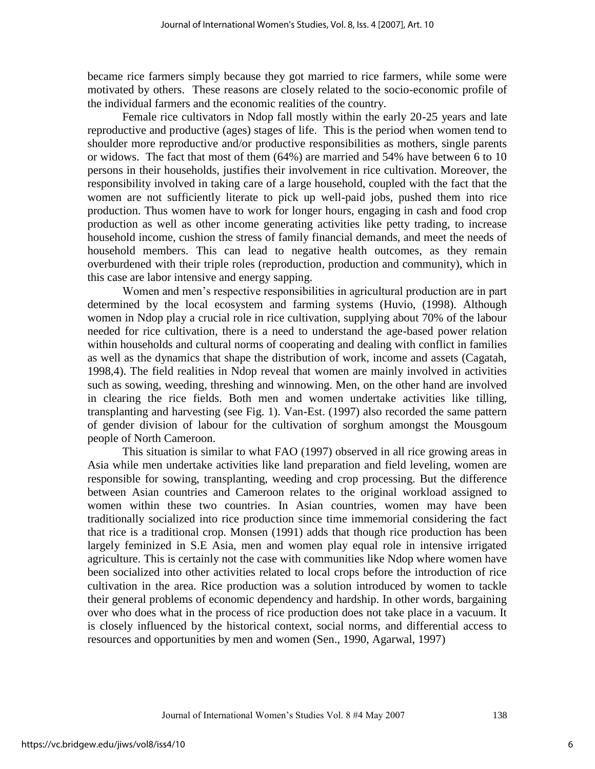became rice farmers simply because they got married to rice farmers, while some were motivated by others. These reasons are closely related to the socio-economic profile of the individual farmers and the economic realities of the country.

Female rice cultivators in Ndop fall mostly within the early 20-25 years and late reproductive and productive (ages) stages of life. This is the period when women tend to shoulder more reproductive and/or productive responsibilities as mothers, single parents or widows. The fact that most of them (64%) are married and 54% have between 6 to 10 persons in their households, justifies their involvement in rice cultivation. Moreover, the responsibility involved in taking care of a large household, coupled with the fact that the women are not sufficiently literate to pick up well-paid jobs, pushed them into rice production. Thus women have to work for longer hours, engaging in cash and food crop production as well as other income generating activities like petty trading, to increase household income, cushion the stress of family financial demands, and meet the needs of household members. This can lead to negative health outcomes, as they remain overburdened with their triple roles (reproduction, production and community), which in this case are labor intensive and energy sapping.

Women and men's respective responsibilities in agricultural production are in part determined by the local ecosystem and farming systems (Huvio, (1998). Although women in Ndop play a crucial role in rice cultivation, supplying about 70% of the labour needed for rice cultivation, there is a need to understand the age-based power relation within households and cultural norms of cooperating and dealing with conflict in families as well as the dynamics that shape the distribution of work, income and assets (Cagatah, 1998,4). The field realities in Ndop reveal that women are mainly involved in activities such as sowing, weeding, threshing and winnowing. Men, on the other hand are involved in clearing the rice fields. Both men and women undertake activities like tilling, transplanting and harvesting (see Fig. 1). Van-Est. (1997) also recorded the same pattern of gender division of labour for the cultivation of sorghum amongst the Mousgoum people of North Cameroon.

This situation is similar to what FAO (1997) observed in all rice growing areas in Asia while men undertake activities like land preparation and field leveling, women are responsible for sowing, transplanting, weeding relates and crop processing. But the difference between Asian countries and Cameroon relates to the original workload assigned to women within these two countries. In Asian countries, women may have been traditionally socialized into rice production since time immemorial considering the fact that rice is a traditional crop. Monsen (1991) adds that though rice production has been largely feminized in S.E Asia, men and women play equal role in intensive irrigated agriculture. This is certainly not the case with communities like Ndop where women have been socialized into other activities related to local crops before the introduction of rice cultivation in the area. Rice production was a solution introduced by women to tackle their general problems of economic dependency and hardship. In other words, bargaining over who does what in the process of rice production does not take place in a vacuum. It is closely influenced by the historical context, social norms, and differential access to resources and opportunities by men and women (Sen., 1990, Agarwal, 1997)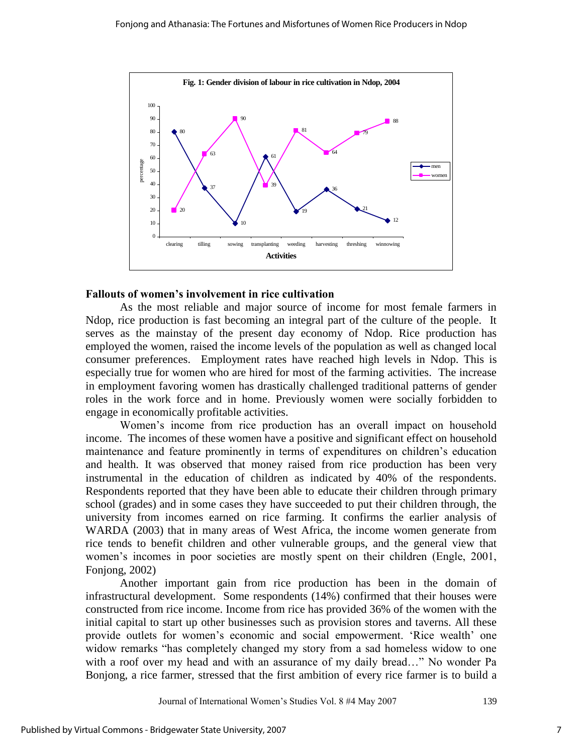**Fig. 1: Gender division of labour in rice cultivation in Ndop, 2004**

percentage

100
90
80
70
60
50
40
30
20
10
0

clearing
tilling
sowing
transplanting
weeding
harvesting
threshing
winnowing

**Activities**

men
80
37
10
61
19
36
21
12

women
20
63
90
39
81
64
79
88

### Fallouts of women's involvement in rice cultivation

As the most reliable and major source of income for most female farmers in Ndop, rice production is fast becoming an integral part of the culture of the people. It serves as the mainstay of the present day economy of Ndop. Rice production has employed the women, raised the income levels of the population as well as changed local consumer preferences. Employment rates have reached high levels in Ndop. This is especially true for women who are hired for most of the farming activities. The increase in employment favoring women has drastically challenged traditional patterns of gender roles in the work force and in home. Previously women were socially forbidden to engage in economically profitable activities.

Women's income from rice production has an overall impact on household income. The incomes of these women have a positive and significant effect on household maintenance and feature prominently in terms of expenditures on children's education and health. It was observed that money raised from rice production has been very instrumental in the education of children as indicated by 40% of the respondents. Respondents reported that they have been able to educate their children through primary school (grades) and in some cases they have succeeded to put their children through, the university from incomes earned on rice farming. It confirms the earlier analysis of WARDA (2003) that in many areas of West Africa, the income women generate from rice tends to benefit children and other vulnerable groups, and the general view that women's incomes in poor societies are mostly spent on their children (Engle, 2001, Fonjong, 2002)

Another important gain from rice production has been in the domain of infrastructural development. Some respondents (14%) confirmed that their houses were constructed from rice income. Income from rice has provided 36% of the women with the initial capital to start up other businesses such as provision stores and taverns. All these provide outlets for women's economic and social empowerment. 'Rice wealth' one widow remarks "has completely changed my story from a sad homeless widow to one with a roof over my head and with an assurance of my daily bread…" No wonder Pa Bonjong, a rice farmer, stressed that the first ambition of every rice farmer is to build a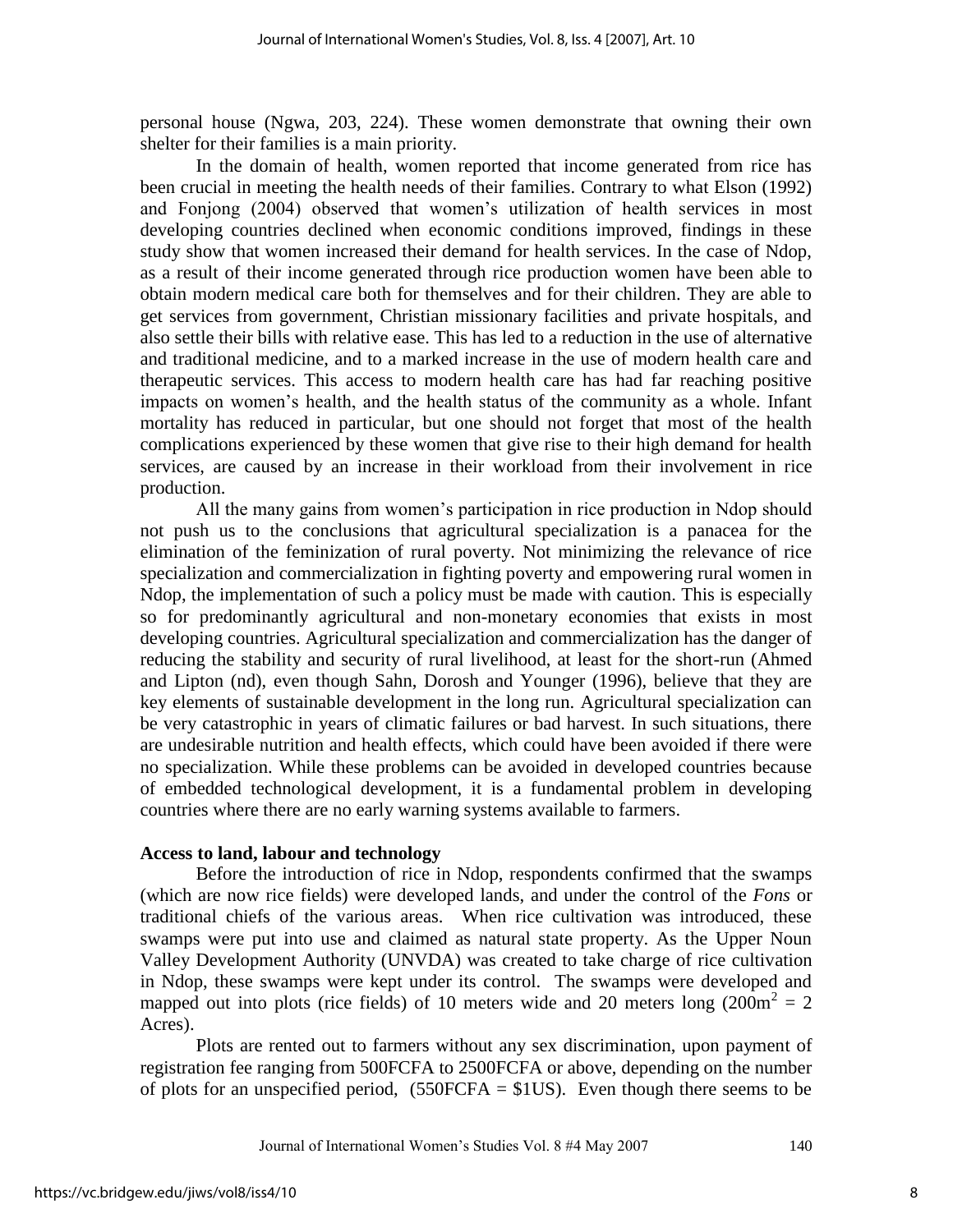personal house (Ngwa, 203, 224). These women demonstrate that owning their own shelter for their families is a main priority.

In the domain of health, women reported that income generated from rice has been crucial in meeting the health needs of their families. Contrary to what Elson (1992) and Fonjong (2004) observed that women's utilization of health services in most developing countries declined when economic conditions improved, findings in these study show that women increased their demand for health services. In the case of Ndop, as a result of their income generated through rice production women have been able to obtain modern medical care both for themselves and for their children. They are able to get services from government, Christian missionary facilities and private hospitals, and also settle their bills with relative ease. This has led to a reduction in the use of alternative and traditional medicine, and to a marked increase in the use of modern health care and therapeutic services. This access to modern health care has had far reaching positive impacts on women's health, and the health status of the community as a whole. Infant mortality has reduced in particular, but one should not forget that most of the health complications experienced by these women that give rise to their high demand for health services, are caused by an increase in their workload from their involvement in rice production.

All the many gains from women's participation in rice production in Ndop should not push us to the conclusions that agricultural specialization is a panacea for the elimination of the feminization of rural poverty. Not minimizing the relevance of rice specialization and commercialization in fighting poverty and empowering rural women in Ndop, the implementation of such a policy must be made with caution. This is especially so for predominantly agricultural and non-monetary economies that exists in most developing countries. Agricultural specialization and commercialization has the danger of reducing the stability and security of rural livelihood, at least for the short-run (Ahmed and Lipton (nd), even though Sahn, Dorosh and Younger (1996), believe that they are key elements of sustainable development in the long run. Agricultural specialization can be very catastrophic in years of climatic failures or bad harvest. In such situations, there are undesirable nutrition and health effects, which could have been avoided if there were no specialization. While these problems can be avoided in developed countries because of embedded technological development, it is a fundamental problem in developing countries where there are no early warning systems available to farmers.

**Access to land, labour and technology**

Before the introduction of rice in Ndop, respondents confirmed that the swamps (which are now rice fields) were developed lands, and under the control of the *Fons* or traditional chiefs of the various areas. When rice cultivation was introduced, these swamps were put into use and claimed as natural state property. As the Upper Noun Valley Development Authority (UNVDA) was created to take charge of rice cultivation in Ndop, these swamps were kept under its control. The swamps were developed and mapped out into plots (rice fields) of 10 meters wide and 20 meters long ($200m^2$ = 2 Acres).

Plots are rented out to farmers without any sex discrimination, upon payment of registration fee ranging from 500FCFA to 2500FCFA or above, depending on the number of plots for an unspecified period, (550FCFA = $1US). Even though there seems to be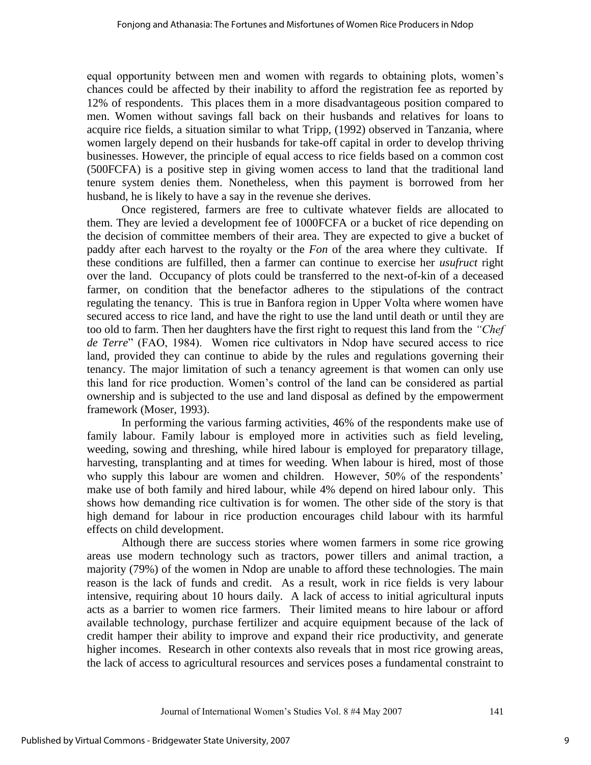equal opportunity between men and women with regards to obtaining plots, women's chances could be affected by their inability to afford the registration fee as reported by 12% of respondents. This places them in a more disadvantageous position compared to men. Women without savings fall back on their husbands and relatives for loans to acquire rice fields, a situation similar to what Tripp, (1992) observed in Tanzania, where women largely depend on their husbands for take-off capital in order to develop thriving businesses. However, the principle of equal access to rice fields based on a common cost (500FCFA) is a positive step in giving women access to land that the traditional land tenure system denies them. Nonetheless, when this payment is borrowed from her husband, he is likely to have a say in the revenue she derives.

Once registered, farmers are free to cultivate whatever fields are allocated to them. They are levied a development fee of 1000FCFA or a bucket of rice depending on the decision of committee members of their area. They are expected to give a bucket of paddy after each harvest to the royalty or the *Fon* of the area where they cultivate. If these conditions are fulfilled, then a farmer can continue to exercise her *usufruct* right over the land. Occupancy of plots could be transferred to the next-of-kin of a deceased farmer, on condition that the benefactor adheres to the stipulations of the contract regulating the tenancy. This is true in Banfora region in Upper Volta where women have secured access to rice land, and have the right to use the land until death or until they are too old to farm. Then her daughters have the first right to request this land from the *"Chef de Terre*" (FAO, 1984). Women rice cultivators in Ndop have secured access to rice land, provided they can continue to abide by the rules and regulations governing their tenancy. The major limitation of such a tenancy agreement is that women can only use this land for rice production. Women's control of the land can be considered as partial ownership and is subjected to the use and land disposal as defined by the empowerment framework (Moser, 1993).

In performing the various farming activities, 46% of the respondents make use of family labour. Family labour is employed more in activities such as field leveling, weeding, sowing and threshing, while hired labour is employed for preparatory tillage, harvesting, transplanting and at times for weeding. When labour is hired, most of those who supply this labour are women and children. However, 50% of the respondents' make use of both family and hired labour, while 4% depend on hired labour only. This shows how demanding rice cultivation is for women. The other side of the story is that high demand for labour in rice production encourages child labour with its harmful effects on child development.

Although there are success stories where women farmers in some rice growing areas use modern technology such as tractors, power tillers and animal traction, a majority (79%) of the women in Ndop are unable to afford these technologies. The main reason is the lack of funds and credit. As a result, work in rice fields is very labour intensive, requiring about 10 hours daily. A lack of access to initial agricultural inputs acts as a barrier to women rice farmers. Their limited means to hire labour or afford available technology, purchase fertilizer and acquire equipment because of the lack of credit hamper their ability to improve and expand their rice productivity, and generate higher incomes. Research in other contexts also reveals that in most rice growing areas, the lack of access to agricultural resources and services poses a fundamental constraint to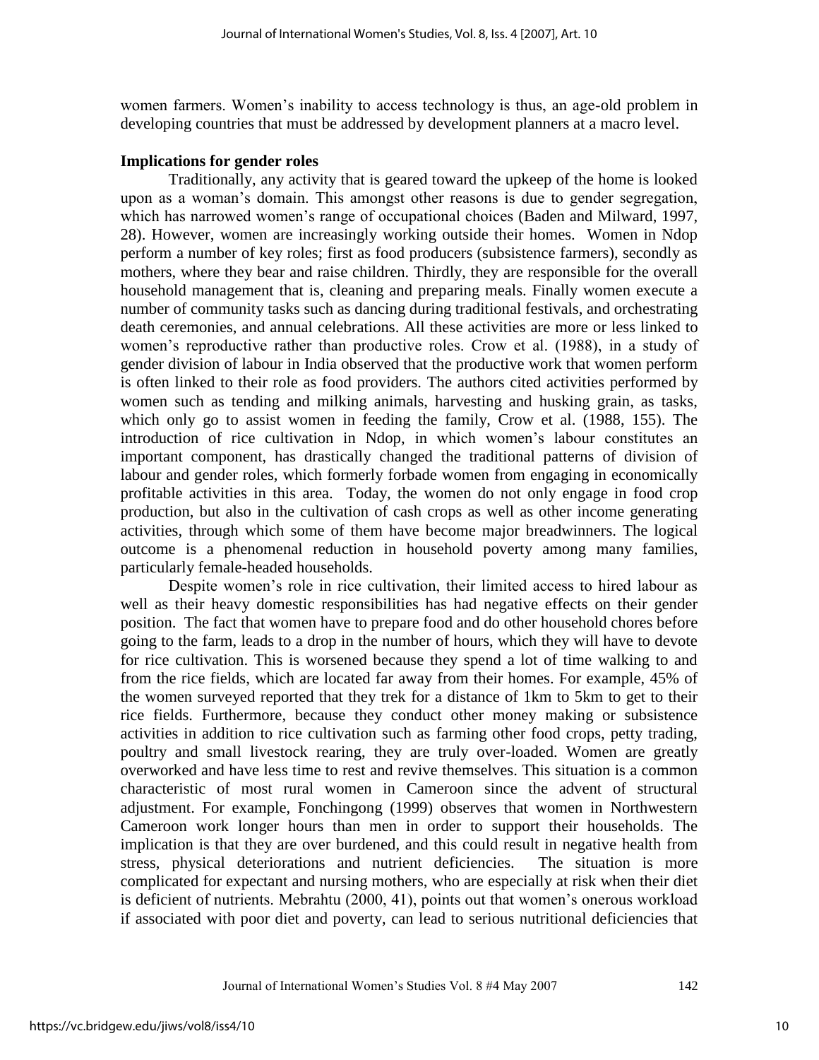women farmers. Women's inability to access technology is thus, an age-old problem in developing countries that must be addressed by development planners at a macro level.

**Implications for gender roles**

Traditionally, any activity that is geared toward the upkeep of the home is looked upon as a woman's domain. This amongst other reasons is due to gender segregation, which has narrowed women's range of occupational choices (Baden and Milward, 1997, 28). However, women are increasingly working outside their homes. Women in Ndop perform a number of key roles; first as food producers (subsistence farmers), secondly as mothers, where they bear and raise children. Thirdly, they are responsible for the overall household management that is, cleaning and preparing meals. Finally women execute a number of community tasks such as dancing during traditional festivals, and orchestrating death ceremonies, and annual celebrations. All these activities are more or less linked to women's reproductive rather than productive roles. Crow et al. (1988), in a study of gender division of labour in India observed that the productive work that women perform is often linked to their role as food providers. The authors cited activities performed by women such as tending and milking animals, harvesting and husking grain, as tasks, which only go to assist women in feeding the family, Crow et al. (1988, 155). The introduction of rice cultivation in Ndop, in which women's labour constitutes an important component, has drastically changed the traditional patterns of division of labour and gender roles, which formerly forbade women from engaging in economically profitable activities in this area. Today, the women do not only engage in food crop production, but also in the cultivation of cash crops as well as other income generating activities, through which some of them have become major breadwinners. The logical outcome is a phenomenal reduction in household poverty among many families, particularly female-headed households.

Despite women's role in rice cultivation, their limited access to hired labour as well as their heavy domestic responsibilities has had negative effects on their gender position. The fact that women have to prepare food and do other household chores before going to the farm, leads to a drop in the number of hours, which they will have to devote for rice cultivation. This is worsened because they spend a lot of time walking to and from the rice fields, which are located far away from their homes. For example, 45% of the women surveyed reported that they trek for a distance of 1km to 5km to get to their rice fields. Furthermore, because they conduct other money making or subsistence activities in addition to rice cultivation such as farming other food crops, petty trading, poultry and small livestock rearing, they are truly over-loaded. Women are greatly overworked and have less time to rest and revive themselves. This situation is a common characteristic of most rural women in Cameroon since the advent of structural adjustment. For example, Fonchingong (1999) observes that women in Northwestern Cameroon work longer hours than men in order to support their households. The implication is that they are over burdened, and this could result in negative health from stress, physical deteriorations and nutrient deficiencies. The situation is more complicated for expectant and nursing mothers, who are especially at risk when their diet is deficient of nutrients. Mebrahtu (2000, 41), points out that women's onerous workload if associated with poor diet and poverty, can lead to serious nutritional deficiencies that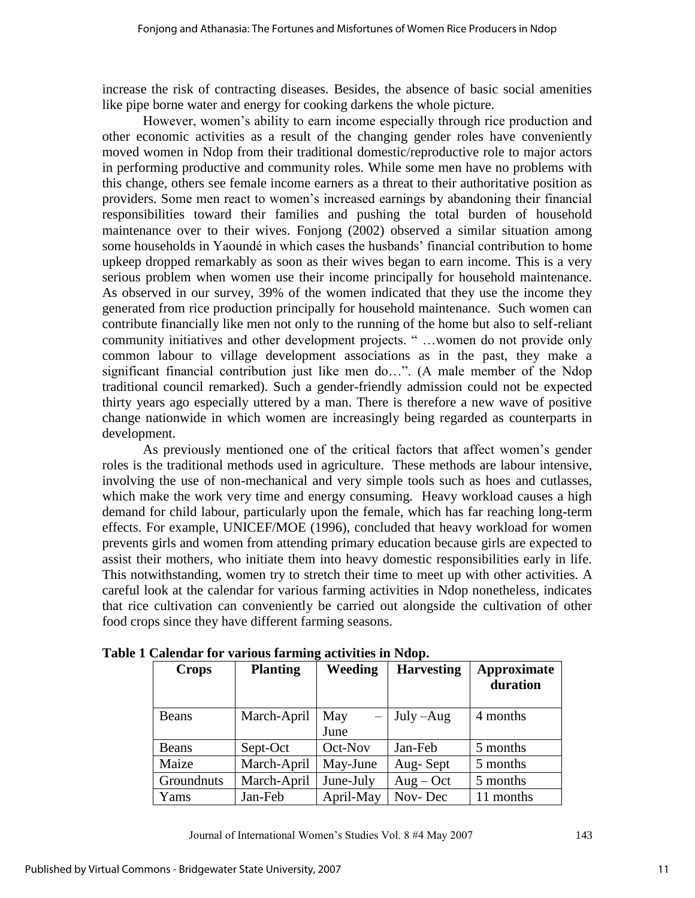increase the risk of contracting diseases. Besides, the absence of basic social amenities like pipe borne water and energy for cooking darkens the whole picture.

However, women's ability to earn income especially through rice production and other economic activities as a result of the changing gender roles have conveniently moved women in Ndop from their traditional domestic/reproductive role to major actors in performing productive and community roles. While some men have no problems with this change, others see female income earners as a threat to their authoritative position as providers. Some men react to women's increased earnings by abandoning their financial responsibilities toward their families and pushing the total burden of household maintenance over to their wives. Fonjong (2002) observed a similar situation among some households in Yaoundé in which cases the husbands' financial contribution to home upkeep dropped remarkably as soon as their wives began to earn income. This is a very serious problem when women use their income principally for household maintenance. As observed in our survey, 39% of the women indicated that they use the income they generated from rice production principally for household maintenance. Such women can contribute financially like men not only to the running of the home but also to self-reliant community initiatives and other development projects. " …women do not provide only common labour to village development associations as in the past, they make a significant financial contribution just like men do…". (A male member of the Ndop traditional council remarked). Such a gender-friendly admission could not be expected thirty years ago especially uttered by a man. There is therefore a new wave of positive change nationwide in which women are increasingly being regarded as counterparts in development.

As previously mentioned one of the critical factors that affect women's gender roles is the traditional methods used in agriculture. These methods are labour intensive, involving the use of non-mechanical and very simple tools such as hoes and cutlasses, which make the work very time and energy consuming. Heavy workload causes a high demand for child labour, particularly upon the female, which has far reaching long-term effects. For example, UNICEF/MOE (1996), concluded that heavy workload for women prevents girls and women from attending primary education because girls are expected to assist their mothers, who initiate them into heavy domestic responsibilities early in life. This notwithstanding, women try to stretch their time to meet up with other activities. A careful look at the calendar for various farming activities in Ndop nonetheless, indicates that rice cultivation can conveniently be carried out alongside the cultivation of other food crops since they have different farming seasons.

**Table 1 Calendar for various farming activities in Ndop.**

| Crops | Planting | Weeding | Harvesting | Approximate duration |
|---|---|---|---|---|
| Beans | March-April | May – June | July –Aug | 4 months |
| Beans | Sept-Oct | Oct-Nov | Jan-Feb | 5 months |
| Maize | March-April | May-June | Aug- Sept | 5 months |
| Groundnuts | March-April | June-July | Aug – Oct | 5 months |
| Yams | Jan-Feb | April-May | Nov- Dec | 11 months |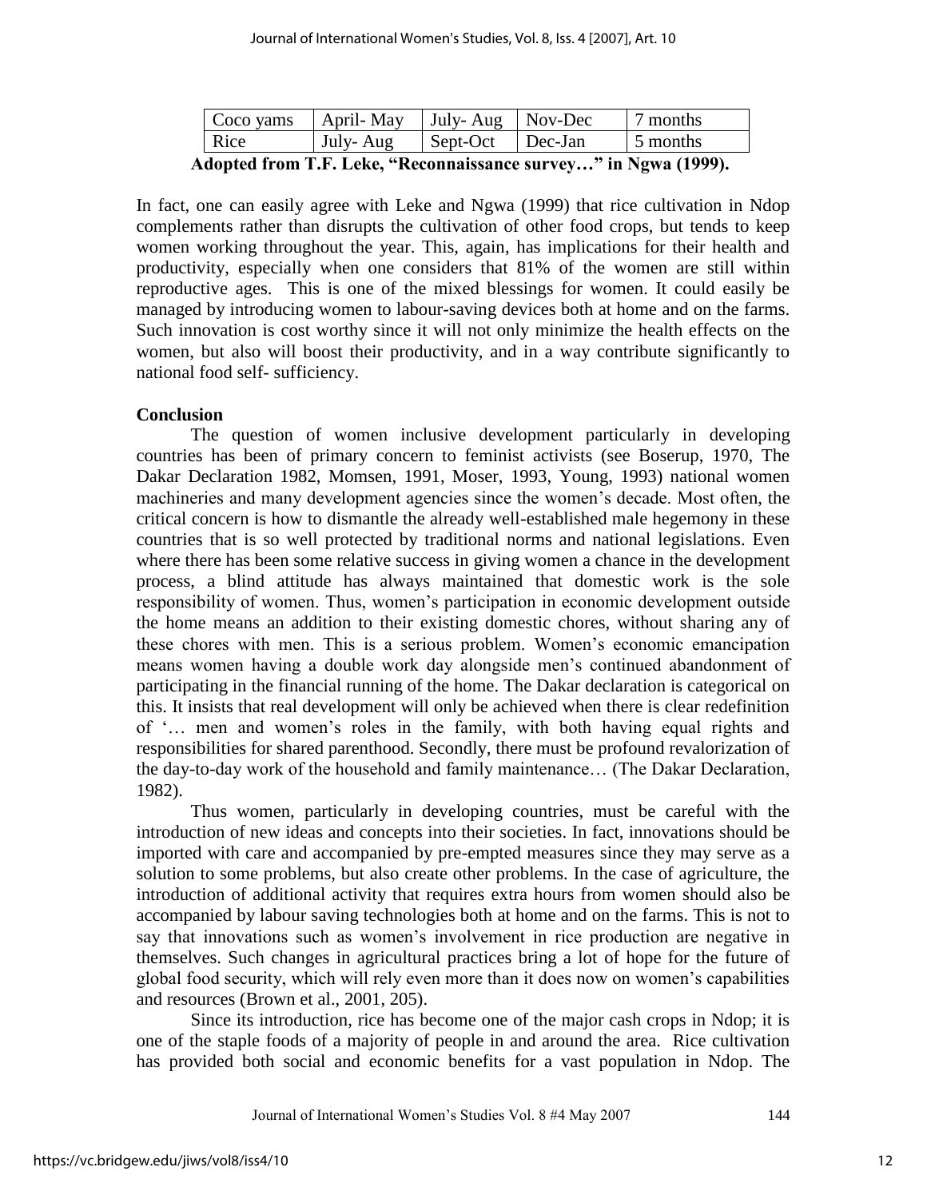| | | | | |
|---|---|---|---|---|
| Coco yams | April- May | July- Aug | Nov-Dec | 7 months |
| Rice | July- Aug | Sept-Oct | Dec-Jan | 5 months |

**Adopted from T.F. Leke, "Reconnaissance survey…" in Ngwa (1999).**

In fact, one can easily agree with Leke and Ngwa (1999) that rice cultivation in Ndop complements rather than disrupts the cultivation of other food crops, but tends to keep women working throughout the year. This, again, has implications for their health and productivity, especially when one considers that 81% of the women are still within reproductive ages. This is one of the mixed blessings for women. It could easily be managed by introducing women to labour-saving devices both at home and on the farms. Such innovation is cost worthy since it will not only minimize the health effects on the women, but also will boost their productivity, and in a way contribute significantly to national food self- sufficiency.

**Conclusion**

The question of women inclusive development particularly in developing countries has been of primary concern to feminist activists (see Boserup, 1970, The Dakar Declaration 1982, Momsen, 1991, Moser, 1993, Young, 1993) national women machineries and many development agencies since the women's decade. Most often, the critical concern is how to dismantle the already well-established male hegemony in these countries that is so well protected by traditional norms and national legislations. Even where there has been some relative success in giving women a chance in the development process, a blind attitude has always maintained that domestic work is the sole responsibility of women. Thus, women's participation in economic development outside the home means an addition to their existing domestic chores, without sharing any of these chores with men. This is a serious problem. Women's economic emancipation means women having a double work day alongside men's continued abandonment of participating in the financial running of the home. The Dakar declaration is categorical on this. It insists that real development will only be achieved when there is clear redefinition of '… men and women's roles in the family, with both having equal rights and responsibilities for shared parenthood. Secondly, there must be profound revalorization of the day-to-day work of the household and family maintenance… (The Dakar Declaration, 1982).

Thus women, particularly in developing countries, must be careful with the introduction of new ideas and concepts into their societies. In fact, innovations should be imported with care and accompanied by pre-empted measures since they may serve as a solution to some problems, but also create other problems. In the case of agriculture, the introduction of additional activity that requires extra hours from women should also be accompanied by labour saving technologies both at home and on the farms. This is not to say that innovations such as women's involvement in rice production are negative in themselves. Such changes in agricultural practices bring a lot of hope for the future of global food security, which will rely even more than it does now on women's capabilities and resources (Brown et al., 2001, 205).

Since its introduction, rice has become one of the major cash crops in Ndop; it is one of the staple foods of a majority of people in and around the area. Rice cultivation has provided both social and economic benefits for a vast population in Ndop. The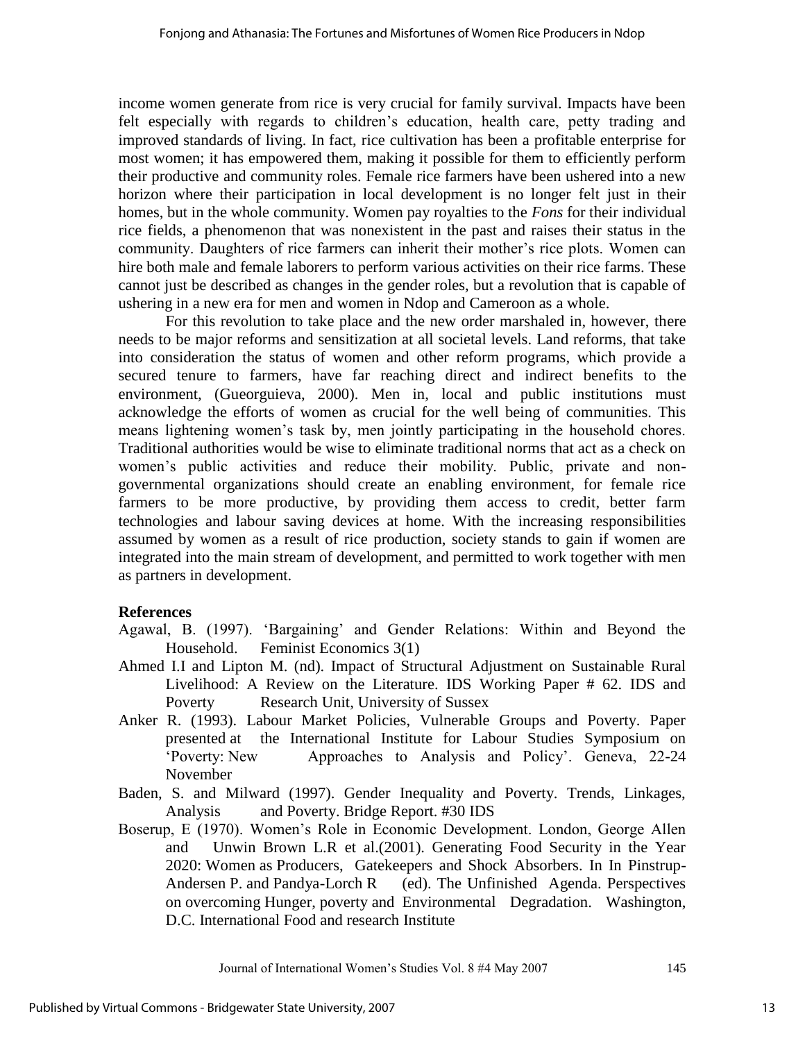income women generate from rice is very crucial for family survival. Impacts have been felt especially with regards to children's education, health care, petty trading and improved standards of living. In fact, rice cultivation has been a profitable enterprise for most women; it has empowered them, making it possible for them to efficiently perform their productive and community roles. Female rice farmers have been ushered into a new horizon where their participation in local development is no longer felt just in their homes, but in the whole community. Women pay royalties to the *Fons* for their individual rice fields, a phenomenon that was nonexistent in the past and raises their status in the community. Daughters of rice farmers can inherit their mother's rice plots. Women can hire both male and female laborers to perform various activities on their rice farms. These cannot just be described as changes in the gender roles, but a revolution that is capable of ushering in a new era for men and women in Ndop and Cameroon as a whole.

For this revolution to take place and the new order marshaled in, however, there needs to be major reforms and sensitization at all societal levels. Land reforms, that take into consideration the status of women and other reform programs, which provide a secured tenure to farmers, have far reaching direct and indirect benefits to the environment, (Gueorguieva, 2000). Men in, local and public institutions must acknowledge the efforts of women as crucial for the well being of communities. This means lightening women's task by, men jointly participating in the household chores. Traditional authorities would be wise to eliminate traditional norms that act as a check on women's public activities and reduce their mobility. Public, private and non-governmental organizations should create an enabling environment, for female rice farmers to be more productive, by providing them access to credit, better farm technologies and labour saving devices at home. With the increasing responsibilities assumed by women as a result of rice production, society stands to gain if women are integrated into the main stream of development, and permitted to work together with men as partners in development.

## References

Agawal, B. (1997). 'Bargaining' and Gender Relations: Within and Beyond the Household. Feminist Economics 3(1)

Ahmed I.I and Lipton M. (nd). Impact of Structural Adjustment on Sustainable Rural Livelihood: A Review on the Literature. IDS Working Paper # 62. IDS and Poverty Research Unit, University of Sussex

Anker R. (1993). Labour Market Policies, Vulnerable Groups and Poverty. Paper presented at the International Institute for Labour Studies Symposium on 'Poverty: New Approaches to Analysis and Policy'. Geneva, 22-24 November

Baden, S. and Milward (1997). Gender Inequality and Poverty. Trends, Linkages, Analysis and Poverty. Bridge Report. #30 IDS

Boserup, E (1970). Women's Role in Economic Development. London, George Allen and Unwin Brown L.R et al.(2001). Generating Food Security in the Year 2020: Women as Producers, Gatekeepers and Shock Absorbers. In In Pinstrup-Andersen P. and Pandya-Lorch R (ed). The Unfinished Agenda. Perspectives on overcoming Hunger, poverty and Environmental Degradation. Washington, D.C. International Food and research Institute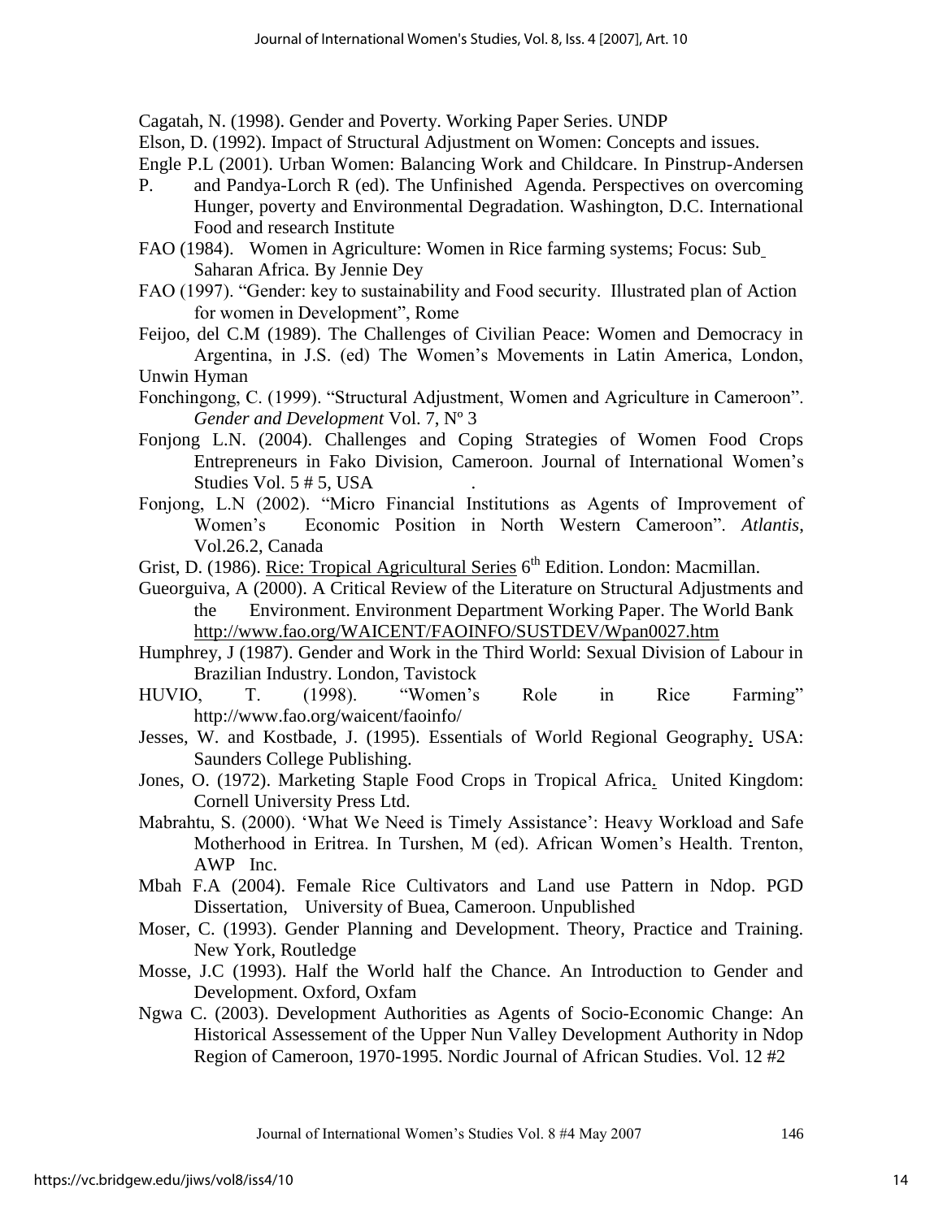Cagatah, N. (1998). Gender and Poverty. Working Paper Series. UNDP

Elson, D. (1992). Impact of Structural Adjustment on Women: Concepts and issues.

Engle P.L (2001). Urban Women: Balancing Work and Childcare. In Pinstrup-Andersen P. and Pandya-Lorch R (ed). The Unfinished Agenda. Perspectives on overcoming Hunger, poverty and Environmental Degradation. Washington, D.C. International Food and research Institute

FAO (1984). Women in Agriculture: Women in Rice farming systems; Focus: Sub Saharan Africa. By Jennie Dey

FAO (1997). "Gender: key to sustainability and Food security. Illustrated plan of Action for women in Development", Rome

Feijoo, del C.M (1989). The Challenges of Civilian Peace: Women and Democracy in Argentina, in J.S. (ed) The Women's Movements in Latin America, London, Unwin Hyman

Fonchingong, C. (1999). "Structural Adjustment, Women and Agriculture in Cameroon". *Gender and Development* Vol. 7, Nº 3

Fonjong L.N. (2004). Challenges and Coping Strategies of Women Food Crops Entrepreneurs in Fako Division, Cameroon. Journal of International Women's Studies Vol. 5 # 5, USA .

Fonjong, L.N (2002). "Micro Financial Institutions as Agents of Improvement of Women's Economic Position in North Western Cameroon". *Atlantis*, Vol.26.2, Canada

Grist, D. (1986). Rice: Tropical Agricultural Series 6th Edition. London: Macmillan.

Gueorguiva, A (2000). A Critical Review of the Literature on Structural Adjustments and the Environment. Environment Department Working Paper. The World Bank http://www.fao.org/WAICENT/FAOINFO/SUSTDEV/Wpan0027.htm

Humphrey, J (1987). Gender and Work in the Third World: Sexual Division of Labour in Brazilian Industry. London, Tavistock

HUVIO, T. (1998). "Women's Role in Rice Farming" http://www.fao.org/waicent/faoinfo/

Jesses, W. and Kostbade, J. (1995). Essentials of World Regional Geography. USA: Saunders College Publishing.

Jones, O. (1972). Marketing Staple Food Crops in Tropical Africa. United Kingdom: Cornell University Press Ltd.

Mabrahtu, S. (2000). 'What We Need is Timely Assistance': Heavy Workload and Safe Motherhood in Eritrea. In Turshen, M (ed). African Women's Health. Trenton, AWP Inc.

Mbah F.A (2004). Female Rice Cultivators and Land use Pattern in Ndop. PGD Dissertation, University of Buea, Cameroon. Unpublished

Moser, C. (1993). Gender Planning and Development. Theory, Practice and Training. New York, Routledge

Mosse, J.C (1993). Half the World half the Chance. An Introduction to Gender and Development. Oxford, Oxfam

Ngwa C. (2003). Development Authorities as Agents of Socio-Economic Change: An Historical Assessement of the Upper Nun Valley Development Authority in Ndop Region of Cameroon, 1970-1995. Nordic Journal of African Studies. Vol. 12 #2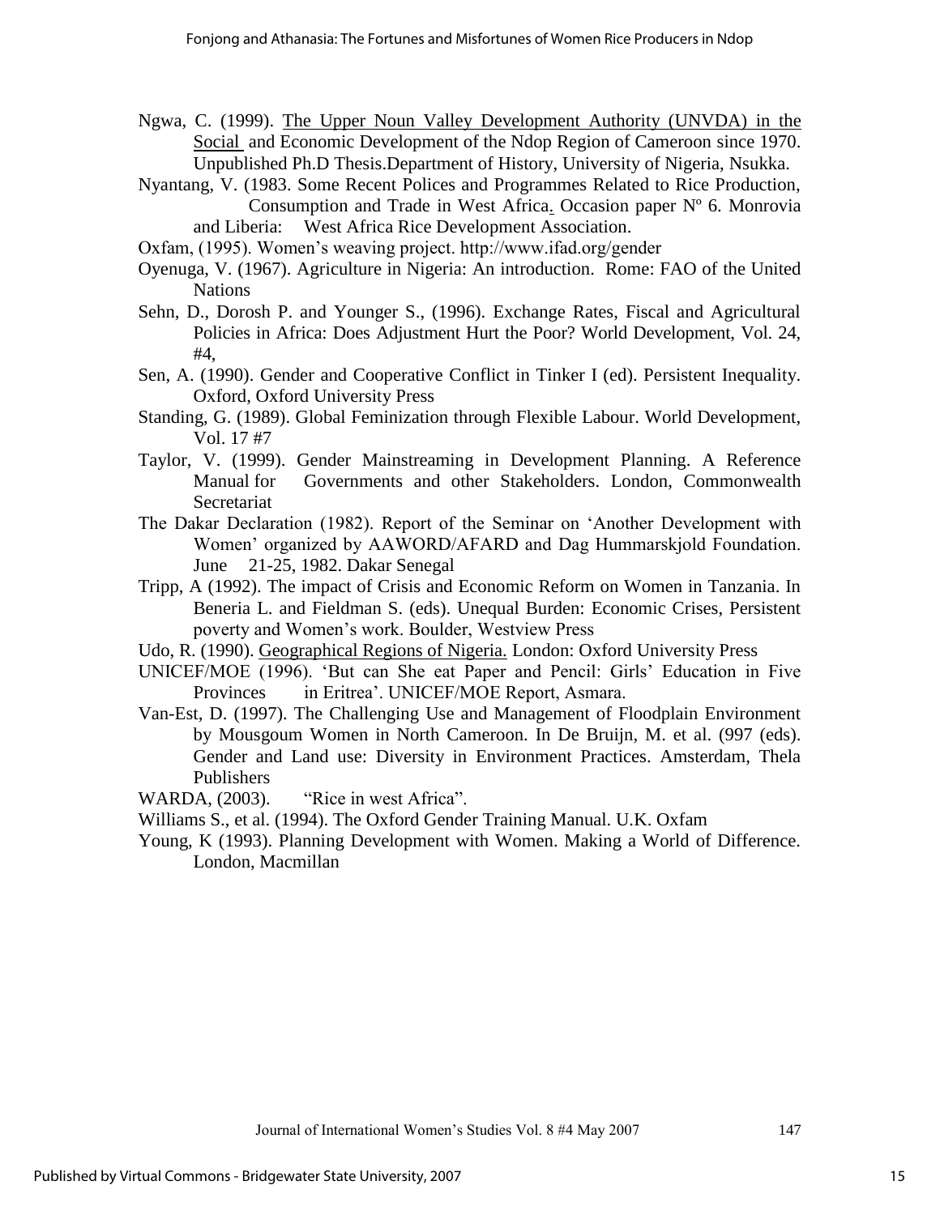Ngwa, C. (1999). The Upper Noun Valley Development Authority (UNVDA) in the Social and Economic Development of the Ndop Region of Cameroon since 1970. Unpublished Ph.D Thesis.Department of History, University of Nigeria, Nsukka.

Nyantang, V. (1983. Some Recent Polices and Programmes Related to Rice Production, Consumption and Trade in West Africa. Occasion paper Nº 6. Monrovia and Liberia: West Africa Rice Development Association.

Oxfam, (1995). Women's weaving project. http://www.ifad.org/gender

Oyenuga, V. (1967). Agriculture in Nigeria: An introduction. Rome: FAO of the United Nations

Sehn, D., Dorosh P. and Younger S., (1996). Exchange Rates, Fiscal and Agricultural Policies in Africa: Does Adjustment Hurt the Poor? World Development, Vol. 24, #4,

Sen, A. (1990). Gender and Cooperative Conflict in Tinker I (ed). Persistent Inequality. Oxford, Oxford University Press

Standing, G. (1989). Global Feminization through Flexible Labour. World Development, Vol. 17 #7

Taylor, V. (1999). Gender Mainstreaming in Development Planning. A Reference Manual for Governments and other Stakeholders. London, Commonwealth Secretariat

The Dakar Declaration (1982). Report of the Seminar on 'Another Development with Women' organized by AAWORD/AFARD and Dag Hummarskjold Foundation. June 21-25, 1982. Dakar Senegal

Tripp, A (1992). The impact of Crisis and Economic Reform on Women in Tanzania. In Beneria L. and Fieldman S. (eds). Unequal Burden: Economic Crises, Persistent poverty and Women's work. Boulder, Westview Press

Udo, R. (1990). Geographical Regions of Nigeria. London: Oxford University Press

UNICEF/MOE (1996). 'But can She eat Paper and Pencil: Girls' Education in Five Provinces in Eritrea'. UNICEF/MOE Report, Asmara.

Van-Est, D. (1997). The Challenging Use and Management of Floodplain Environment by Mousgoum Women in North Cameroon. In De Bruijn, M. et al. (997 (eds). Gender and Land use: Diversity in Environment Practices. Amsterdam, Thela Publishers

WARDA, (2003). "Rice in west Africa".

Williams S., et al. (1994). The Oxford Gender Training Manual. U.K. Oxfam

Young, K (1993). Planning Development with Women. Making a World of Difference. London, Macmillan